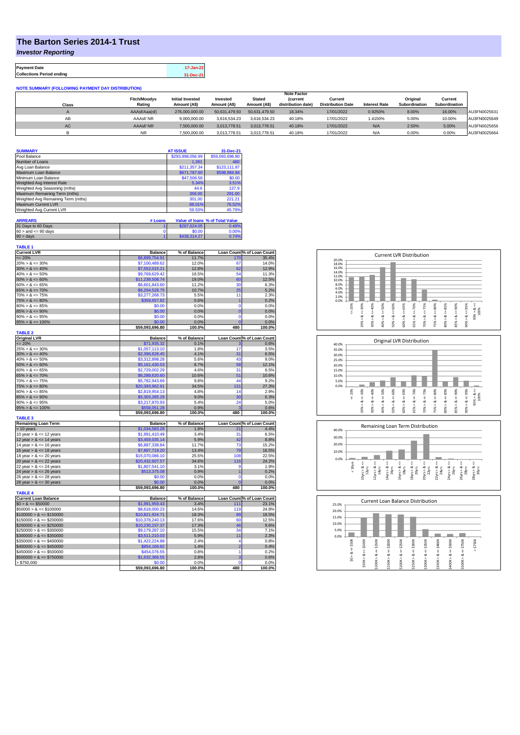# The Barton Series 2014-1 Trust

## *Investor Reporting*

| | |
|---|---|
| **Payment Date** | 17-Jan-22 |
| **Collections Period ending** | 31-Dec-21 |

**NOTE SUMMARY (FOLLOWING PAYMENT DAY DISTRIBUTION)**

| Class | Fitch/Moodys Rating | Initial Invested Amount (A$) | Invested Amount (A$) | Stated Amount (A$) | Note Factor (current distribution date) | Current Distribution Date | Interest Rate | Original Subordination | Current Subordination | |
|---|---|---|---|---|---|---|---|---|---|---|
| A | AAAsf/Aaa(sf) | 276,000,000.00 | 50,631,479.50 | 50,631,479.50 | 18.34% | 17/01/2022 | 0.9250% | 8.00% | 16.00% | AU3FN0025631 |
| AB | AAAsf/ NR | 9,000,000.00 | 3,616,534.23 | 3,616,534.23 | 40.18% | 17/01/2022 | 1.4150% | 5.00% | 10.00% | AU3FN0025649 |
| AC | AAAsf/ NR | 7,500,000.00 | 3,013,778.51 | 3,013,778.51 | 40.18% | 17/01/2022 | N/A | 2.50% | 5.00% | AU3FN0025656 |
| B | NR | 7,500,000.00 | 3,013,778.51 | 3,013,778.51 | 40.18% | 17/01/2022 | N/A | 0.00% | 0.00% | AU3FN0025664 |

| SUMMARY | AT ISSUE | 31-Dec-21 |
|---|---|---|
| Pool Balance | $293,998,056.99 | $59,093,696.80 |
| Number of Loans | 1,391 | 480 |
| Avg Loan Balance | $211,357.34 | $123,111.87 |
| Maximum Loan Balance | $671,787.60 | $598,984.84 |
| Minimum Loan Balance | $47,506.58 | $0.00 |
| Weighted Avg Interest Rate | 5.34% | 3.51% |
| Weighted Avg Seasoning (mths) | 44.6 | 127.9 |
| Maximum Remaining Term (mths) | 356.00 | 291.00 |
| Weighted Avg Remaining Term (mths) | 301.00 | 221.21 |
| Maximum Current LVR | 88.01% | 76.52% |
| Weighted Avg Current LVR | 59.53% | 45.79% |

| ARREARS | # Loans | Value of loans | % of Total Value |
|---|---|---|---|
| 31 Days to 60 Days | 1 | $287,624.05 | 0.49% |
| 60 > and <= 90 days | 0 | $0.00 | 0.00% |
| 90 > days | 1 | $438,314.27 | 0.74% |

**TABLE 1**

| Current LVR | Balance | % of Balance | Loan Count | % of Loan Count |
|---|---|---|---|---|
| <= 20% | $6,899,754.91 | 11.7% | 170 | 35.4% |
| 20% > & <= 30% | $7,100,489.62 | 12.0% | 67 | 14.0% |
| 30% > & <= 40% | $7,552,015.21 | 12.8% | 62 | 12.9% |
| 40% > & <= 50% | $9,769,629.42 | 16.5% | 54 | 11.3% |
| 50% > & <= 60% | $11,238,508.74 | 19.0% | 60 | 12.5% |
| 60% > & <= 65% | $6,601,843.60 | 11.2% | 30 | 6.3% |
| 65% > & <= 70% | $6,294,528.75 | 10.7% | 25 | 5.2% |
| 70% > & <= 75% | $3,277,268.73 | 5.5% | 11 | 2.3% |
| 75% > & <= 80% | $359,657.82 | 0.6% | 1 | 0.2% |
| 80% > & <= 85% | $0.00 | 0.0% | 0 | 0.0% |
| 85% > & <= 90% | $0.00 | 0.0% | 0 | 0.0% |
| 90% > & <= 95% | $0.00 | 0.0% | 0 | 0.0% |
| 95% > & <= 100% | $0.00 | 0.0% | 0 | 0.0% |
| | $59,093,696.80 | 100.0% | 480 | 100.0% |

Current LVR Distribution

**TABLE 2**

| Original LVR | Balance | % of Balance | Loan Count | % of Loan Count |
|---|---|---|---|---|
| <= 20% | $71,935.32 | 0.1% | 3 | 0.6% |
| 25% > & <= 30% | $1,057,113.10 | 1.8% | 17 | 3.5% |
| 30% > & <= 40% | $2,396,628.45 | 4.1% | 31 | 6.5% |
| 40% > & <= 50% | $3,312,898.28 | 5.6% | 43 | 9.0% |
| 50% > & <= 60% | $5,161,430.53 | 8.7% | 58 | 12.1% |
| 60% > & <= 65% | $2,729,002.29 | 4.6% | 31 | 6.5% |
| 65% > & <= 70% | $6,288,620.60 | 10.6% | 51 | 10.6% |
| 70% > & <= 75% | $5,782,943.69 | 9.8% | 44 | 9.2% |
| 75% > & <= 80% | $20,393,962.91 | 34.5% | 131 | 27.3% |
| 80% > & <= 85% | $2,819,954.13 | 4.8% | 14 | 2.9% |
| 85% > & <= 90% | $5,303,285.29 | 9.0% | 30 | 6.3% |
| 90% > & <= 95% | $3,217,870.93 | 5.4% | 24 | 5.0% |
| 95% > & <= 100% | $558,051.28 | 0.9% | 3 | 0.6% |
| | $59,093,696.80 | 100.0% | 480 | 100.0% |

Original LVR Distribution

**TABLE 3**

| Remaining Loan Term | Balance | % of Balance | Loan Count | % of Loan Count |
|---|---|---|---|---|
| < 10 years | $1,034,583.28 | 1.8% | 21 | 4.4% |
| 10 year > & <= 12 years | $1,991,410.49 | 3.4% | 31 | 6.5% |
| 12 year > & <= 14 years | $3,459,035.14 | 5.9% | 42 | 8.8% |
| 14 year > & <= 16 years | $6,887,338.84 | 11.7% | 73 | 15.2% |
| 16 year > & <= 18 years | $7,897,719.20 | 13.4% | 79 | 16.5% |
| 18 year > & <= 20 years | $15,070,086.10 | 25.5% | 108 | 22.5% |
| 20 year > & <= 22 years | $20,432,607.57 | 34.6% | 116 | 24.2% |
| 22 year > & <= 24 years | $1,807,541.10 | 3.1% | 9 | 1.9% |
| 24 year > & <= 26 years | $513,375.08 | 0.9% | 1 | 0.2% |
| 26 year > & <= 28 years | $0.00 | 0.0% | 0 | 0.0% |
| 28 year > & <= 30 years | $0.00 | 0.0% | 0 | 0.0% |
| | $59,093,696.80 | 100.0% | 480 | 100.0% |

Remaining Loan Term Distribution

**TABLE 4**

| Current Loan Balance | Balance | % of Balance | Loan Count | % of Loan Count |
|---|---|---|---|---|
| $0 > & <= $50000 | $1,991,959.43 | 3.4% | 111 | 23.1% |
| $50000 > & <= $100000 | $8,618,000.23 | 14.6% | 119 | 24.8% |
| $100000 > & <= $150000 | $10,821,924.71 | 18.3% | 89 | 18.5% |
| $150000 > & <= $200000 | $10,378,240.13 | 17.6% | 60 | 12.5% |
| $200000 > & <= $250000 | $10,230,237.37 | 17.3% | 46 | 9.6% |
| $250000 > & <= $300000 | $9,179,287.10 | 15.5% | 34 | 7.1% |
| $300000 > & <= $350000 | $3,511,210.03 | 5.9% | 11 | 2.3% |
| $350000 > & <= $400000 | $1,422,224.88 | 2.4% | 4 | 0.8% |
| $400000 > & <= $450000 | $854,169.82 | 1.4% | 2 | 0.4% |
| $450000 > & <= $500000 | $454,076.55 | 0.8% | 1 | 0.2% |
| $500000 > & <= $750000 | $1,632,366.55 | 2.8% | 3 | 0.6% |
| > $750,000 | $0.00 | 0.0% | 0 | 0.0% |
| | $59,093,696.80 | 100.0% | 480 | 100.0% |

Current Loan Balance Distribution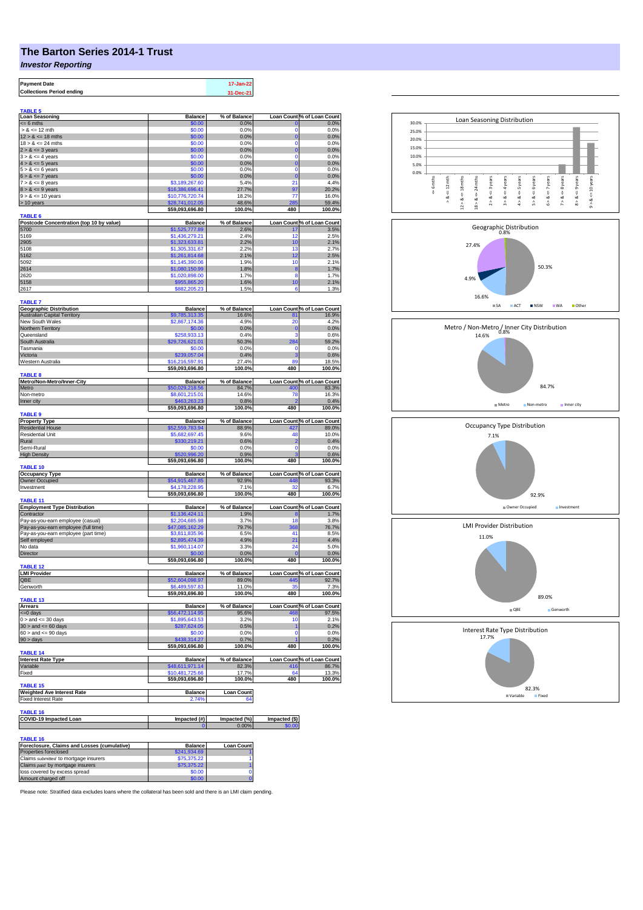# The Barton Series 2014-1 Trust

***Investor Reporting***

| | |
|---|---|
| **Payment Date** | 17-Jan-22 |
| **Collections Period ending** | 31-Dec-21 |

**TABLE 5**

| Loan Seasoning | Balance | % of Balance | Loan Count | % of Loan Count |
|---|---|---|---|---|
| <= 6 mths | $0.00 | 0.0% | 0 | 0.0% |
| > & <= 12 mth | $0.00 | 0.0% | 0 | 0.0% |
| 12 > & <= 18 mths | $0.00 | 0.0% | 0 | 0.0% |
| 18 > & <= 24 mths | $0.00 | 0.0% | 0 | 0.0% |
| 2 > & <= 3 years | $0.00 | 0.0% | 0 | 0.0% |
| 3 > & <= 4 years | $0.00 | 0.0% | 0 | 0.0% |
| 4 > & <= 5 years | $0.00 | 0.0% | 0 | 0.0% |
| 5 > & <= 6 years | $0.00 | 0.0% | 0 | 0.0% |
| 6 > & <= 7 years | $0.00 | 0.0% | 0 | 0.0% |
| 7 > & <= 8 years | $3,189,267.60 | 5.4% | 21 | 4.4% |
| 8 > & <= 9 years | $16,386,696.41 | 27.7% | 97 | 20.2% |
| 9 > & <= 10 years | $10,776,720.74 | 18.2% | 77 | 16.0% |
| > 10 years | $28,741,012.05 | 48.6% | 285 | 59.4% |
| | $59,093,696.80 | 100.0% | 480 | 100.0% |

**TABLE 6**

| Postcode Concentration (top 10 by value) | Balance | % of Balance | Loan Count | % of Loan Count |
|---|---|---|---|---|
| 5700 | $1,525,777.89 | 2.6% | 17 | 3.5% |
| 5169 | $1,436,279.21 | 2.4% | 12 | 2.5% |
| 2905 | $1,323,633.81 | 2.2% | 10 | 2.1% |
| 5108 | $1,305,331.67 | 2.2% | 13 | 2.7% |
| 5162 | $1,261,814.68 | 2.1% | 12 | 2.5% |
| 5092 | $1,145,390.06 | 1.9% | 10 | 2.1% |
| 2614 | $1,080,150.99 | 1.8% | 8 | 1.7% |
| 2620 | $1,020,898.00 | 1.7% | 8 | 1.7% |
| 5158 | $955,865.20 | 1.6% | 10 | 2.1% |
| 2617 | $882,205.23 | 1.5% | 6 | 1.3% |

**TABLE 7**

| Geographic Distribution | Balance | % of Balance | Loan Count | % of Loan Count |
|---|---|---|---|---|
| Australian Capital Territory | $9,785,313.35 | 16.6% | 81 | 16.9% |
| New South Wales | $2,867,174.36 | 4.9% | 20 | 4.2% |
| Northern Territory | $0.00 | 0.0% | 0 | 0.0% |
| Queensland | $258,933.13 | 0.4% | 3 | 0.6% |
| South Australia | $29,726,621.01 | 50.3% | 284 | 59.2% |
| Tasmania | $0.00 | 0.0% | 0 | 0.0% |
| Victoria | $239,057.04 | 0.4% | 3 | 0.6% |
| Western Australia | $16,216,597.91 | 27.4% | 89 | 18.5% |
| | $59,093,696.80 | 100.0% | 480 | 100.0% |

**TABLE 8**

| Metro/Non-Metro/Inner-City | Balance | % of Balance | Loan Count | % of Loan Count |
|---|---|---|---|---|
| Metro | $50,029,218.56 | 84.7% | 400 | 83.3% |
| Non-metro | $8,601,215.01 | 14.6% | 78 | 16.3% |
| Inner city | $463,263.23 | 0.8% | 2 | 0.4% |
| | $59,093,696.80 | 100.0% | 480 | 100.0% |

**TABLE 9**

| Property Type | Balance | % of Balance | Loan Count | % of Loan Count |
|---|---|---|---|---|
| Residential House | $52,559,783.94 | 88.9% | 427 | 89.0% |
| Residential Unit | $5,682,697.45 | 9.6% | 48 | 10.0% |
| Rural | $330,219.21 | 0.6% | 2 | 0.4% |
| Semi-Rural | $0.00 | 0.0% | 0 | 0.0% |
| High Density | $520,996.20 | 0.9% | 3 | 0.6% |
| | $59,093,696.80 | 100.0% | 480 | 100.0% |

**TABLE 10**

| Occupancy Type | Balance | % of Balance | Loan Count | % of Loan Count |
|---|---|---|---|---|
| Owner Occupied | $54,915,467.85 | 92.9% | 448 | 93.3% |
| Investment | $4,178,228.95 | 7.1% | 32 | 6.7% |
| | $59,093,696.80 | 100.0% | 480 | 100.0% |

**TABLE 11**

| Employment Type Distribution | Balance | % of Balance | Loan Count | % of Loan Count |
|---|---|---|---|---|
| Contractor | $1,136,424.11 | 1.9% | 8 | 1.7% |
| Pay-as-you-earn employee (casual) | $2,204,685.98 | 3.7% | 18 | 3.8% |
| Pay-as-you-earn employee (full time) | $47,085,162.29 | 79.7% | 368 | 76.7% |
| Pay-as-you-earn employee (part time) | $3,811,835.96 | 6.5% | 41 | 8.5% |
| Self employed | $2,895,474.39 | 4.9% | 21 | 4.4% |
| No data | $1,960,114.07 | 3.3% | 24 | 5.0% |
| Director | $0.00 | 0.0% | 0 | 0.0% |
| | $59,093,696.80 | 100.0% | 480 | 100.0% |

**TABLE 12**

| LMI Provider | Balance | % of Balance | Loan Count | % of Loan Count |
|---|---|---|---|---|
| QBE | $52,604,098.97 | 89.0% | 445 | 92.7% |
| Genworth | $6,489,597.83 | 11.0% | 35 | 7.3% |
| | $59,093,696.80 | 100.0% | 480 | 100.0% |

**TABLE 13**

| Arrears | Balance | % of Balance | Loan Count | % of Loan Count |
|---|---|---|---|---|
| <=0 days | $56,472,114.95 | 95.6% | 468 | 97.5% |
| 0 > and <= 30 days | $1,895,643.53 | 3.2% | 10 | 2.1% |
| 30 > and <= 60 days | $287,624.05 | 0.5% | 1 | 0.2% |
| 60 > and <= 90 days | $0.00 | 0.0% | 0 | 0.0% |
| 90 > days | $438,314.27 | 0.7% | 1 | 0.2% |
| | $59,093,696.80 | 100.0% | 480 | 100.0% |

**TABLE 14**

| Interest Rate Type | Balance | % of Balance | Loan Count | % of Loan Count |
|---|---|---|---|---|
| Variable | $48,611,971.14 | 82.3% | 416 | 86.7% |
| Fixed | $10,481,725.66 | 17.7% | 64 | 13.3% |
| | $59,093,696.80 | 100.0% | 480 | 100.0% |

**TABLE 15**

| Weighted Ave Interest Rate | Balance | Loan Count |
|---|---|---|
| Fixed Interest Rate | 2.74% | 64 |

**TABLE 16**

| COVID-19 Impacted Loan | Impacted (#) | Impacted (%) | Impacted ($) |
|---|---|---|---|
| | 0 | 0.00% | $0.00 |

**TABLE 16**

| Foreclosure, Claims and Losses (cumulative) | Balance | Loan Count |
|---|---|---|
| Properties foreclosed | $241,934.69 | 1 |
| Claims *submitted* to mortgage insurers | $75,375.22 | 1 |
| Claims *paid* by mortgage insurers | $75,375.22 | 1 |
| loss covered by excess spread | $0.00 | 0 |
| Amount charged off | $0.00 | 0 |

Please note: Stratified data excludes loans where the collateral has been sold and there is an LMI claim pending.

Loan Seasoning Distribution
30.0%
25.0%
20.0%
15.0%
10.0%
5.0%
0.0%
<= 6 mths
> & <= 12 mth
12 > & <= 18 mths
18 > & <= 24 mths
2 > & <= 3 years
3 > & <= 4 years
4 > & <= 5 years
5 > & <= 6 years
6 > & <= 7 years
7 > & <= 8 years
8 > & <= 9 years
9 > & <= 10 years

Geographic Distribution
0.8%
27.4%
50.3%
4.9%
16.6%
SA ACT NSW WA Other

Metro / Non-Metro / Inner City Distribution
0.8%
14.6%
84.7%
Metro Non-metro Inner city

Occupancy Type Distribution
7.1%
92.9%
Owner Occupied Investment

LMI Provider Distribution
11.0%
89.0%
QBE Genworth

Interest Rate Type Distribution
17.7%
82.3%
Variable Fixed